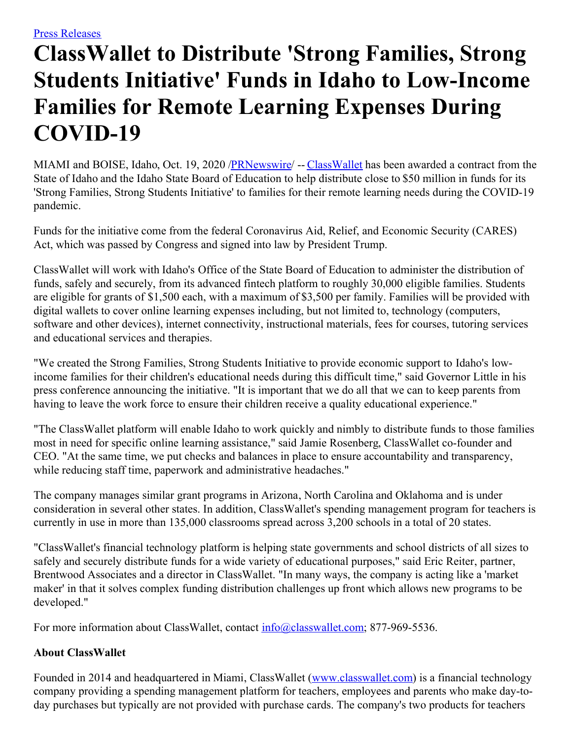[Press Releases](#)

# ClassWallet to Distribute 'Strong Families, Strong Students Initiative' Funds in Idaho to Low-Income Families for Remote Learning Expenses During COVID-19

MIAMI and BOISE, Idaho, Oct. 19, 2020 /[PRNewswire](#)/ -- [ClassWallet](#) has been awarded a contract from the State of Idaho and the Idaho State Board of Education to help distribute close to $50 million in funds for its 'Strong Families, Strong Students Initiative' to families for their remote learning needs during the COVID-19 pandemic.

Funds for the initiative come from the federal Coronavirus Aid, Relief, and Economic Security (CARES) Act, which was passed by Congress and signed into law by President Trump.

ClassWallet will work with Idaho's Office of the State Board of Education to administer the distribution of funds, safely and securely, from its advanced fintech platform to roughly 30,000 eligible families. Students are eligible for grants of $1,500 each, with a maximum of $3,500 per family. Families will be provided with digital wallets to cover online learning expenses including, but not limited to, technology (computers, software and other devices), internet connectivity, instructional materials, fees for courses, tutoring services and educational services and therapies.

"We created the Strong Families, Strong Students Initiative to provide economic support to Idaho's low-income families for their children's educational needs during this difficult time," said Governor Little in his press conference announcing the initiative. "It is important that we do all that we can to keep parents from having to leave the work force to ensure their children receive a quality educational experience."

"The ClassWallet platform will enable Idaho to work quickly and nimbly to distribute funds to those families most in need for specific online learning assistance," said Jamie Rosenberg, ClassWallet co-founder and CEO. "At the same time, we put checks and balances in place to ensure accountability and transparency, while reducing staff time, paperwork and administrative headaches."

The company manages similar grant programs in Arizona, North Carolina and Oklahoma and is under consideration in several other states. In addition, ClassWallet's spending management program for teachers is currently in use in more than 135,000 classrooms spread across 3,200 schools in a total of 20 states.

"ClassWallet's financial technology platform is helping state governments and school districts of all sizes to safely and securely distribute funds for a wide variety of educational purposes," said Eric Reiter, partner, Brentwood Associates and a director in ClassWallet. "In many ways, the company is acting like a 'market maker' in that it solves complex funding distribution challenges up front which allows new programs to be developed."

For more information about ClassWallet, contact [info@classwallet.com](mailto:info@classwallet.com); 877-969-5536.

**About ClassWallet**

Founded in 2014 and headquartered in Miami, ClassWallet ([www.classwallet.com](http://www.classwallet.com)) is a financial technology company providing a spending management platform for teachers, employees and parents who make day-to-day purchases but typically are not provided with purchase cards. The company's two products for teachers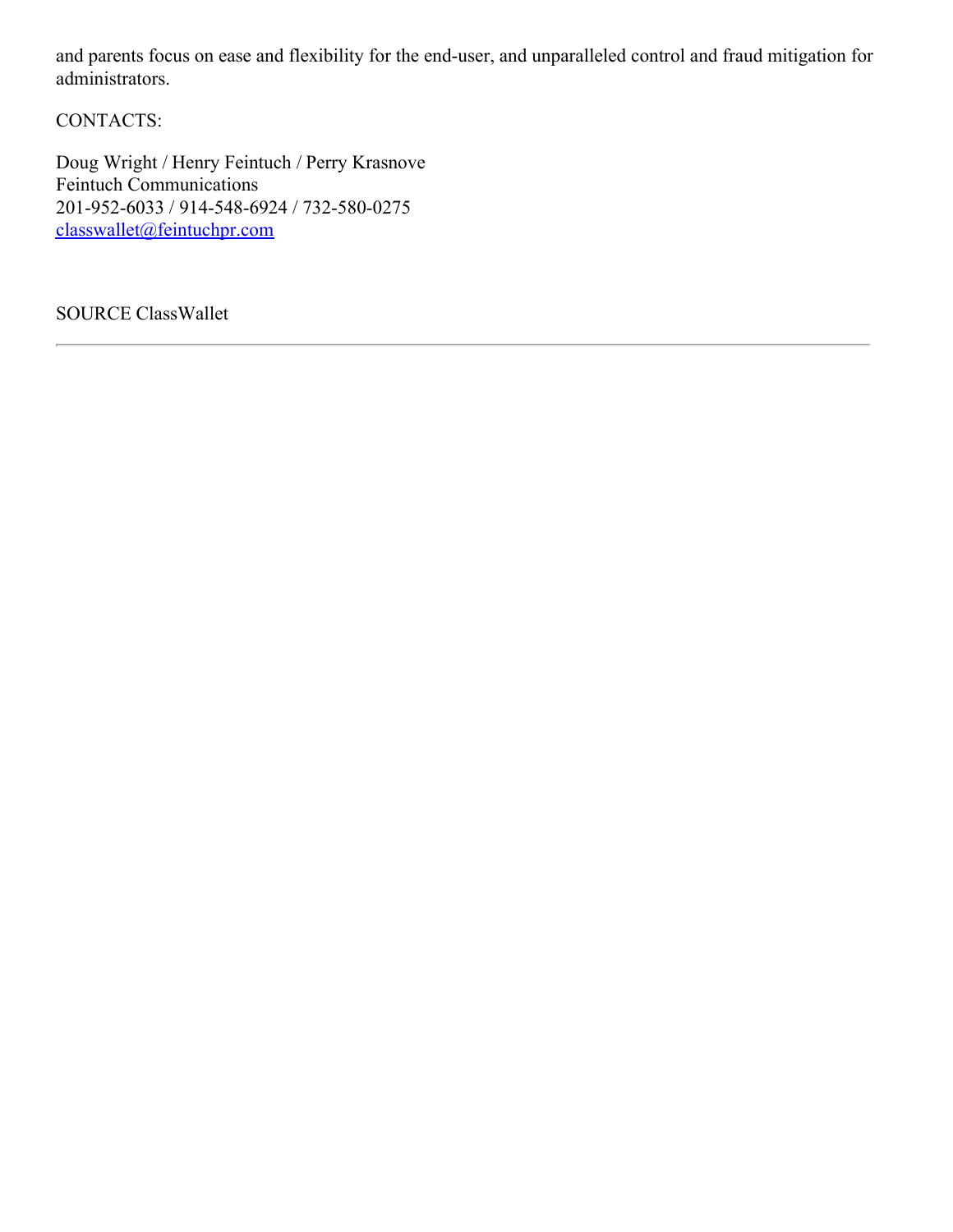and parents focus on ease and flexibility for the end-user, and unparalleled control and fraud mitigation for administrators.

CONTACTS:

Doug Wright / Henry Feintuch / Perry Krasnove
Feintuch Communications
201-952-6033 / 914-548-6924 / 732-580-0275
classwallet@feintuchpr.com

SOURCE ClassWallet

---